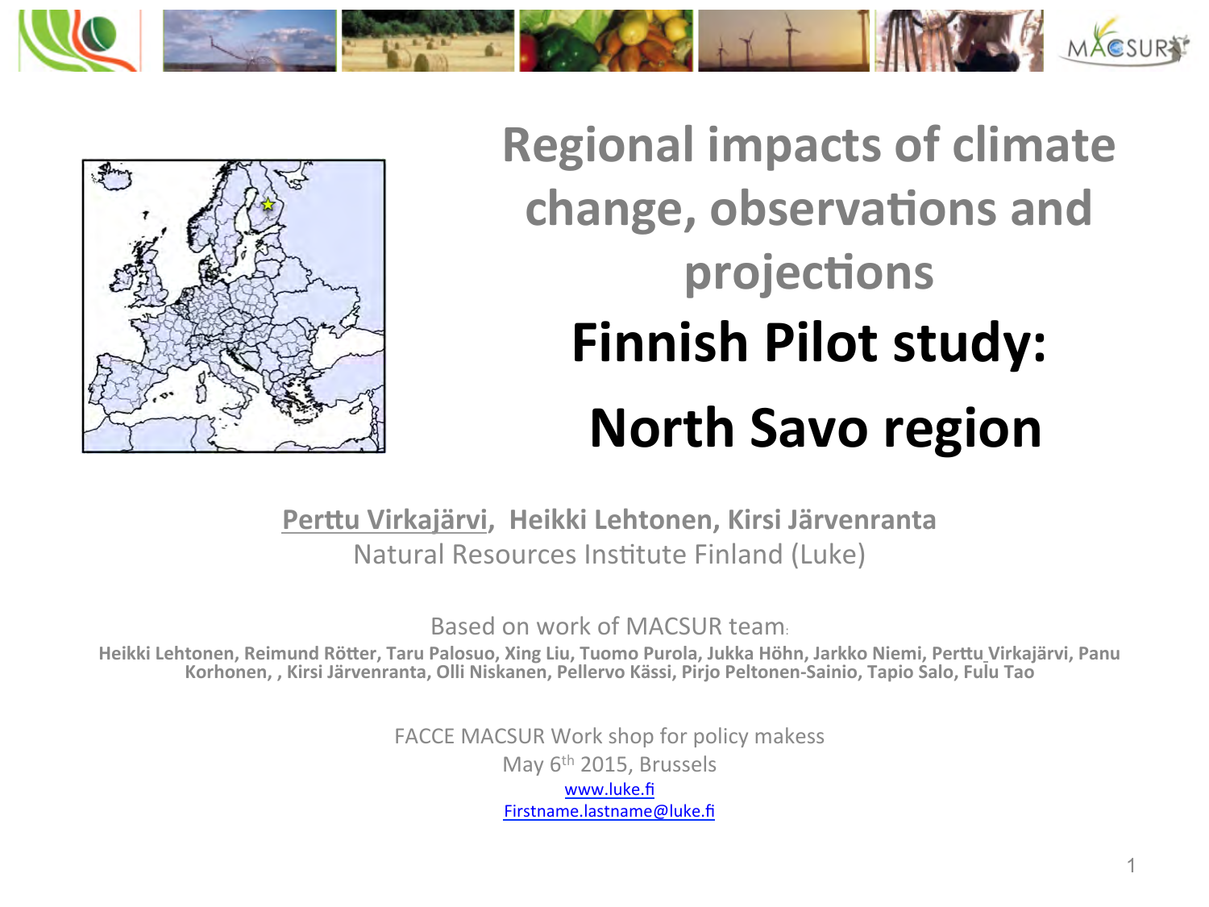# Regional impacts of climate change, observations and projections

## Finnish Pilot study:

## North Savo region

**Perttu Virkajärvi, Heikki Lehtonen, Kirsi Järvenranta**

Natural Resources Institute Finland (Luke)

Based on work of MACSUR team:

**Heikki Lehtonen, Reimund Rötter, Taru Palosuo, Xing Liu, Tuomo Purola, Jukka Höhn, Jarkko Niemi, Perttu Virkajärvi, Panu Korhonen, , Kirsi Järvenranta, Olli Niskanen, Pellervo Kässi, Pirjo Peltonen-Sainio, Tapio Salo, Fulu Tao**

FACCE MACSUR Work shop for policy makess

May 6th 2015, Brussels

www.luke.fi

Firstname.lastname@luke.fi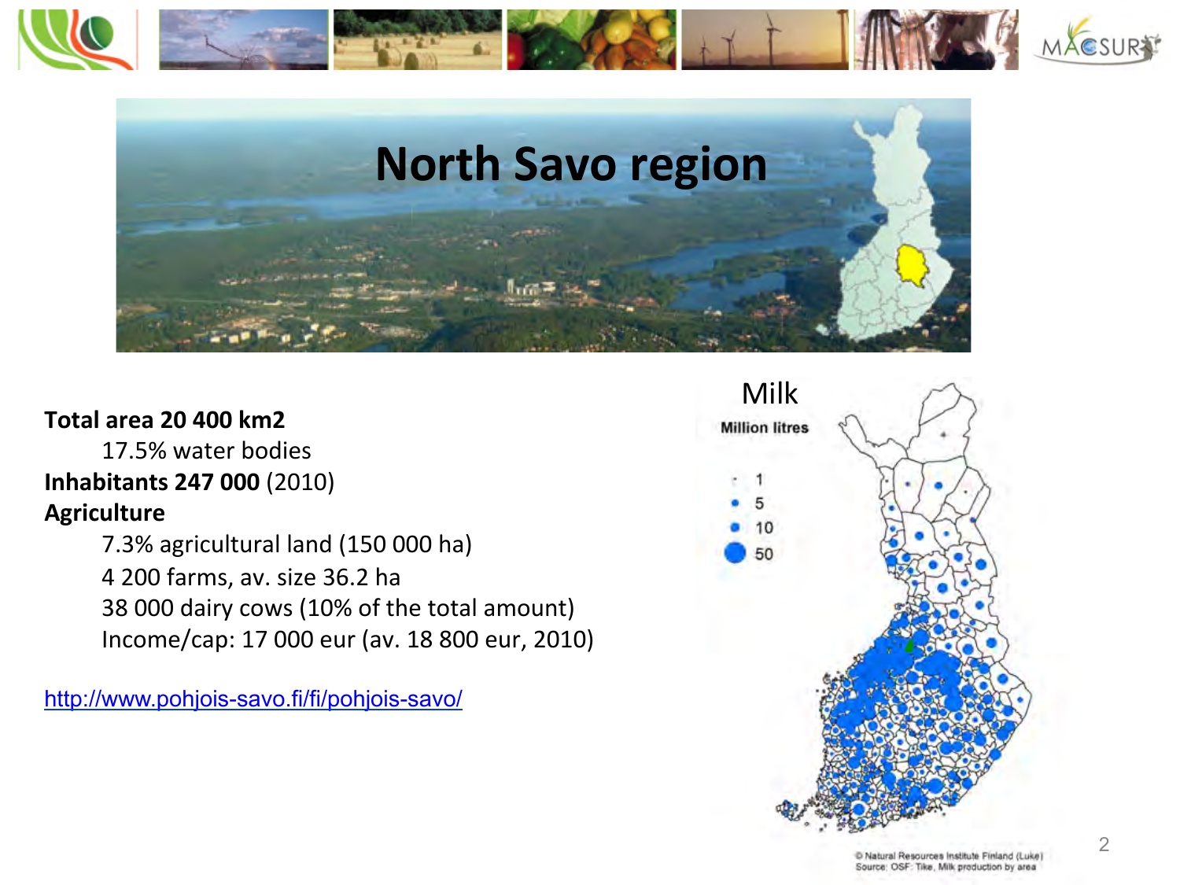# North Savo region

**Total area 20 400 km2**

17.5% water bodies

**Inhabitants 247 000** (2010)

**Agriculture**

7.3% agricultural land (150 000 ha)

4 200 farms, av. size 36.2 ha

38 000 dairy cows (10% of the total amount)

Income/cap: 17 000 eur (av. 18 800 eur, 2010)

http://www.pohjois-savo.fi/fi/pohjois-savo/

Milk

Million litres

1
5
10
50

© Natural Resources Institute Finland (Luke)
Source: OSF: Tike, Milk production by area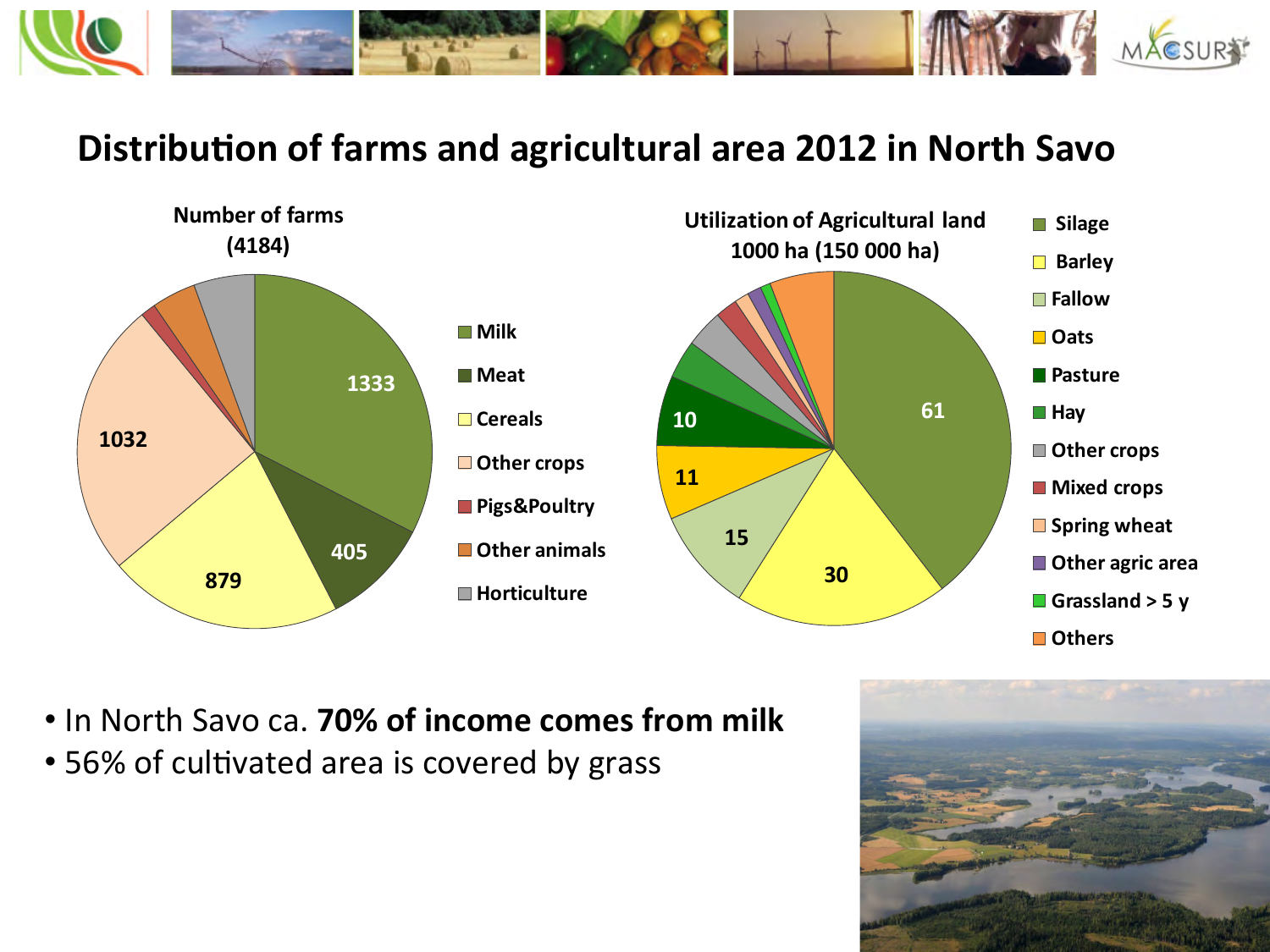# Distribution of farms and agricultural area 2012 in North Savo

**Number of farms (4184)**

- Milk: 1333
- Meat: 405
- Cereals: 879
- Other crops: 1032
- Pigs&Poultry
- Other animals
- Horticulture

**Utilization of Agricultural land 1000 ha (150 000 ha)**

- Silage: 61
- Barley: 30
- Fallow: 15
- Oats: 11
- Pasture: 10
- Hay
- Other crops
- Mixed crops
- Spring wheat
- Other agric area
- Grassland > 5 y
- Others

- In North Savo ca. **70% of income comes from milk**
- 56% of cultivated area is covered by grass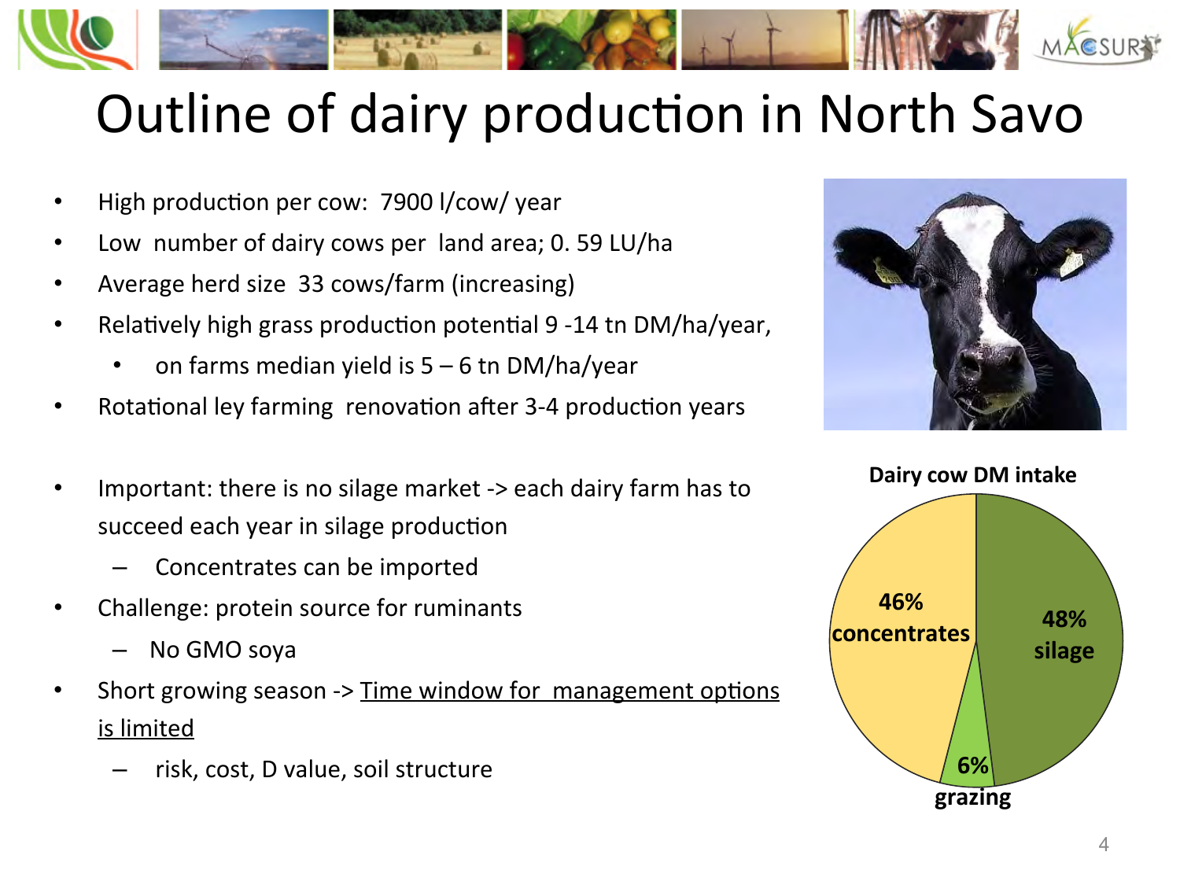# Outline of dairy production in North Savo

- High production per cow: 7900 l/cow/ year
- Low number of dairy cows per land area; 0. 59 LU/ha
- Average herd size 33 cows/farm (increasing)
- Relatively high grass production potential 9 -14 tn DM/ha/year,
  - on farms median yield is 5 – 6 tn DM/ha/year
- Rotational ley farming renovation after 3-4 production years

- Important: there is no silage market -> each dairy farm has to succeed each year in silage production
  - Concentrates can be imported
- Challenge: protein source for ruminants
  - No GMO soya
- Short growing season -> Time window for management options is limited
  - risk, cost, D value, soil structure

**Dairy cow DM intake**

- 46% concentrates
- 48% silage
- 6% grazing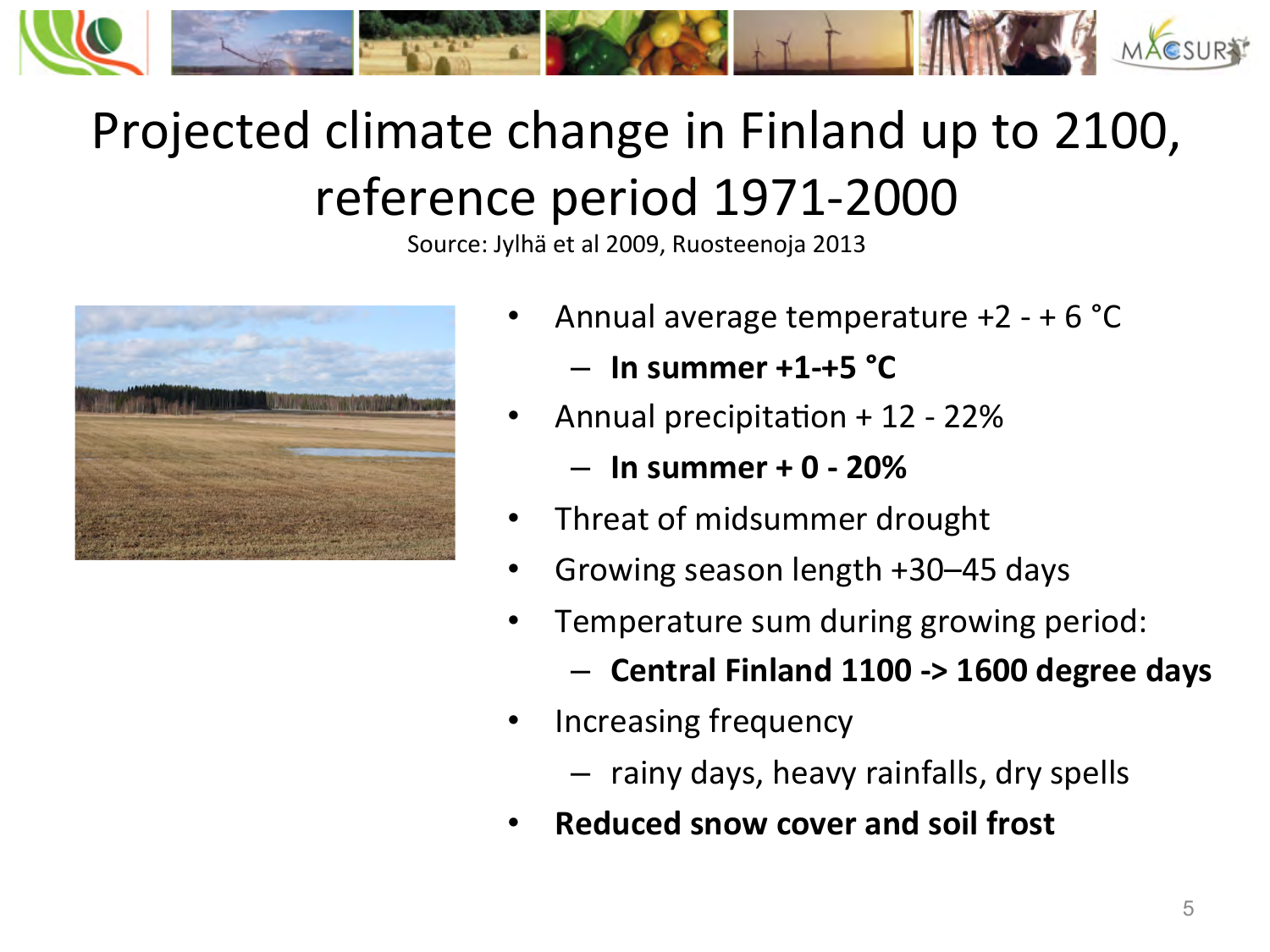# Projected climate change in Finland up to 2100, reference period 1971-2000

Source: Jylhä et al 2009, Ruosteenoja 2013

- Annual average temperature +2 - + 6 °C
  - **In summer +1-+5 °C**
- Annual precipitation + 12 - 22%
  - **In summer + 0 - 20%**
- Threat of midsummer drought
- Growing season length +30–45 days
- Temperature sum during growing period:
  - **Central Finland 1100 -> 1600 degree days**
- Increasing frequency
  - rainy days, heavy rainfalls, dry spells
- **Reduced snow cover and soil frost**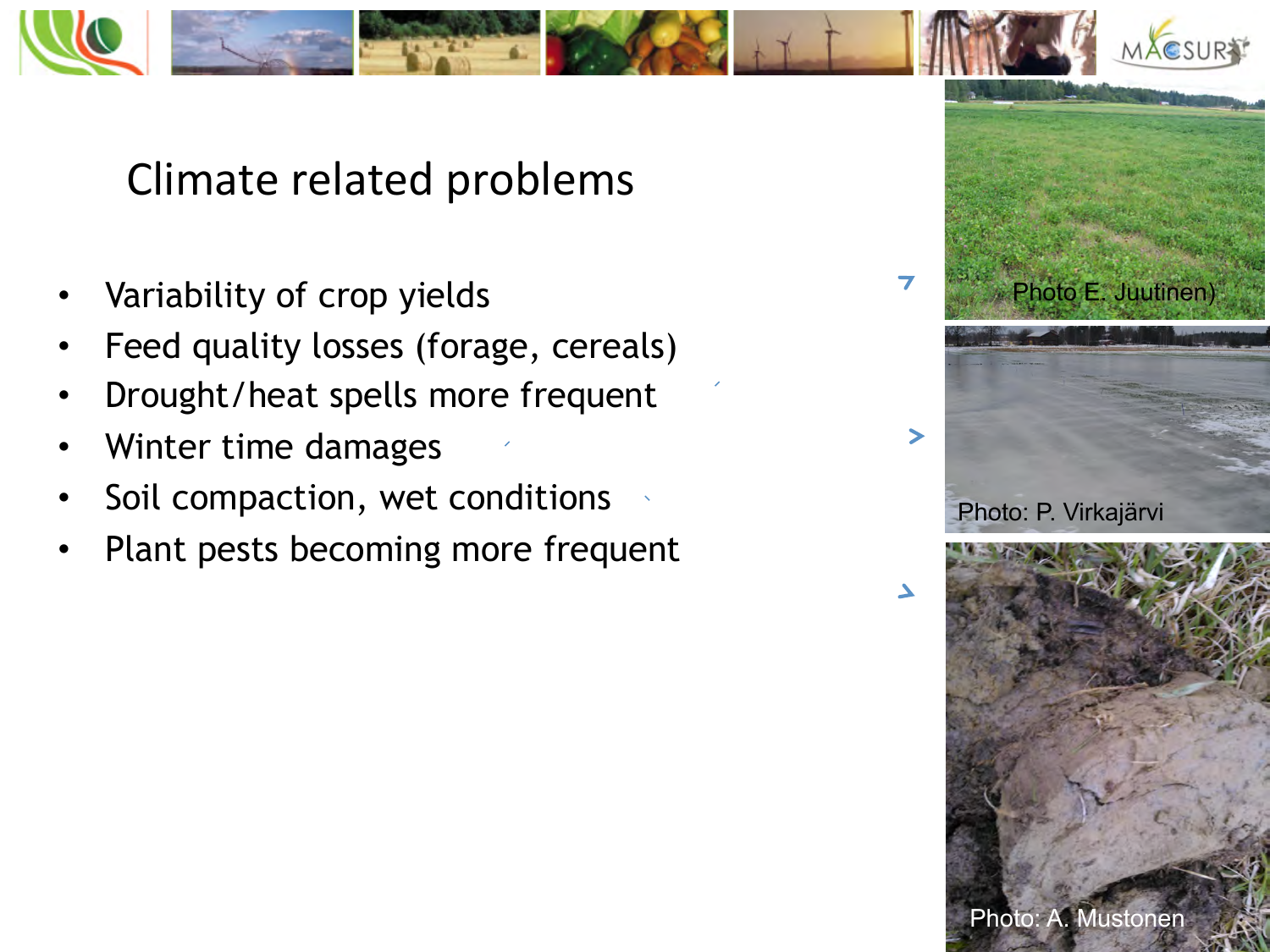# Climate related problems

- Variability of crop yields
- Feed quality losses (forage, cereals)
- Drought/heat spells more frequent
- Winter time damages
- Soil compaction, wet conditions
- Plant pests becoming more frequent

Photo E. Juutinen)

Photo: P. Virkajärvi

Photo: A. Mustonen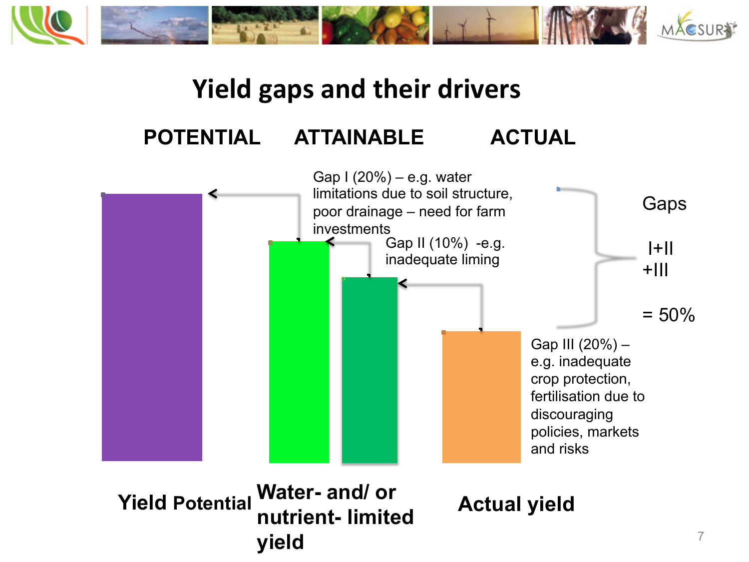# Yield gaps and their drivers

**POTENTIAL** **ATTAINABLE** **ACTUAL**

Gap I (20%) – e.g. water limitations due to soil structure, poor drainage – need for farm investments

Gap II (10%) -e.g. inadequate liming

Gap III (20%) – e.g. inadequate crop protection, fertilisation due to discouraging policies, markets and risks

Gaps I+II +III = 50%

**Yield Potential** **Water- and/ or nutrient- limited yield** **Actual yield**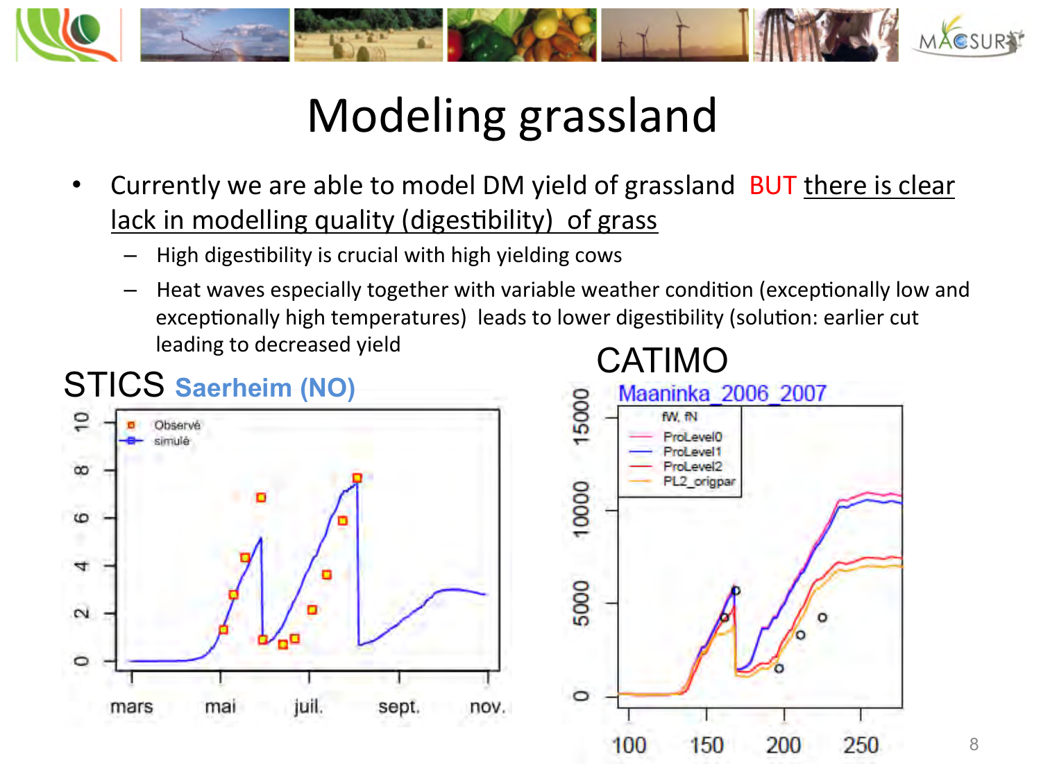# Modeling grassland

- Currently we are able to model DM yield of grassland BUT there is clear lack in modelling quality (digestibility) of grass
  - High digestibility is crucial with high yielding cows
  - Heat waves especially together with variable weather condition (exceptionally low and exceptionally high temperatures) leads to lower digestibility (solution: earlier cut leading to decreased yield

STICS Saerheim (NO)

CATIMO Maaninka_2006_2007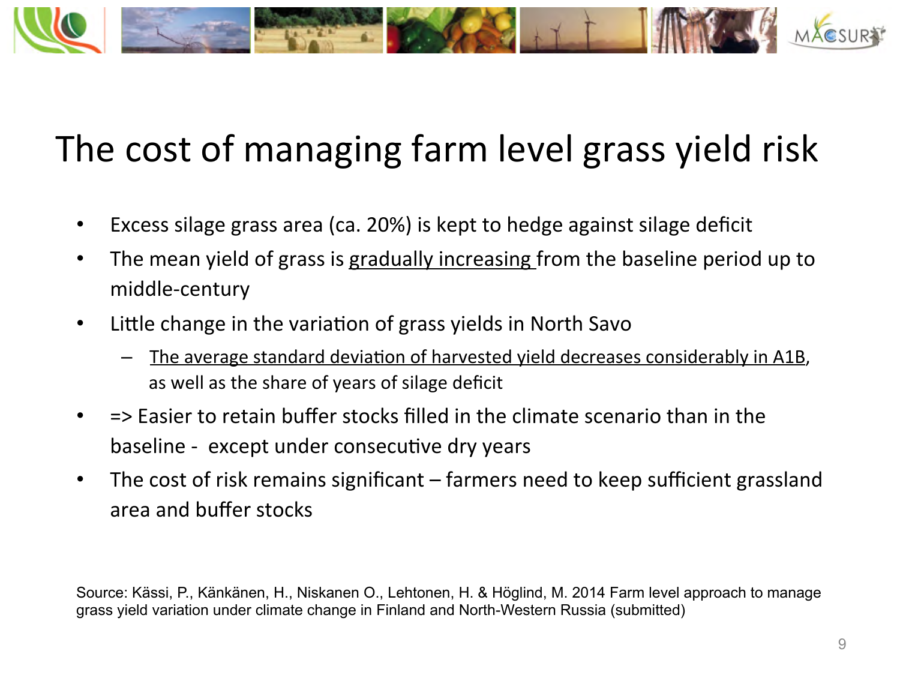# The cost of managing farm level grass yield risk

- Excess silage grass area (ca. 20%) is kept to hedge against silage deficit
- The mean yield of grass is <u>gradually increasing</u> from the baseline period up to middle-century
- Little change in the variation of grass yields in North Savo
  - <u>The average standard deviation of harvested yield decreases considerably in A1B</u>, as well as the share of years of silage deficit
- => Easier to retain buffer stocks filled in the climate scenario than in the baseline - except under consecutive dry years
- The cost of risk remains significant – farmers need to keep sufficient grassland area and buffer stocks

Source: Kässi, P., Känkänen, H., Niskanen O., Lehtonen, H. & Höglind, M. 2014 Farm level approach to manage grass yield variation under climate change in Finland and North-Western Russia (submitted)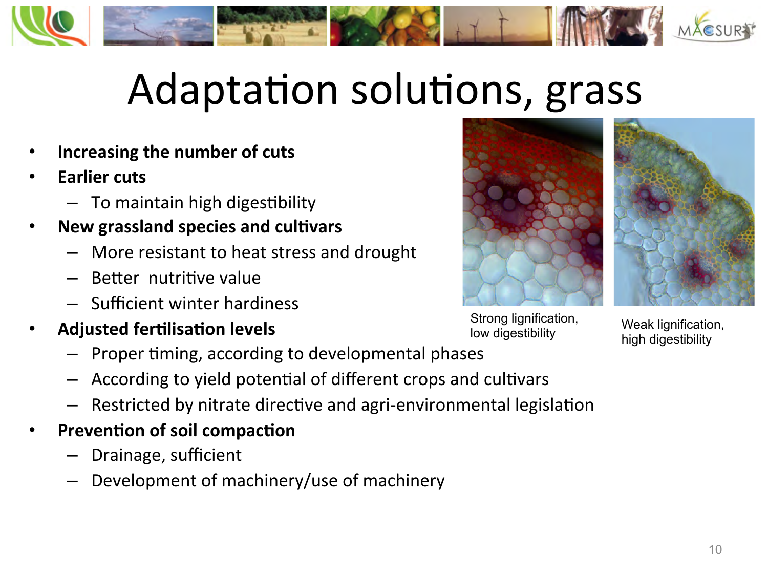# Adaptation solutions, grass

- **Increasing the number of cuts**
- **Earlier cuts**
  - To maintain high digestibility
- **New grassland species and cultivars**
  - More resistant to heat stress and drought
  - Better nutritive value
  - Sufficient winter hardiness
- **Adjusted fertilisation levels**
  - Proper timing, according to developmental phases
  - According to yield potential of different crops and cultivars
  - Restricted by nitrate directive and agri-environmental legislation
- **Prevention of soil compaction**
  - Drainage, sufficient
  - Development of machinery/use of machinery

Strong lignification, low digestibility

Weak lignification, high digestibility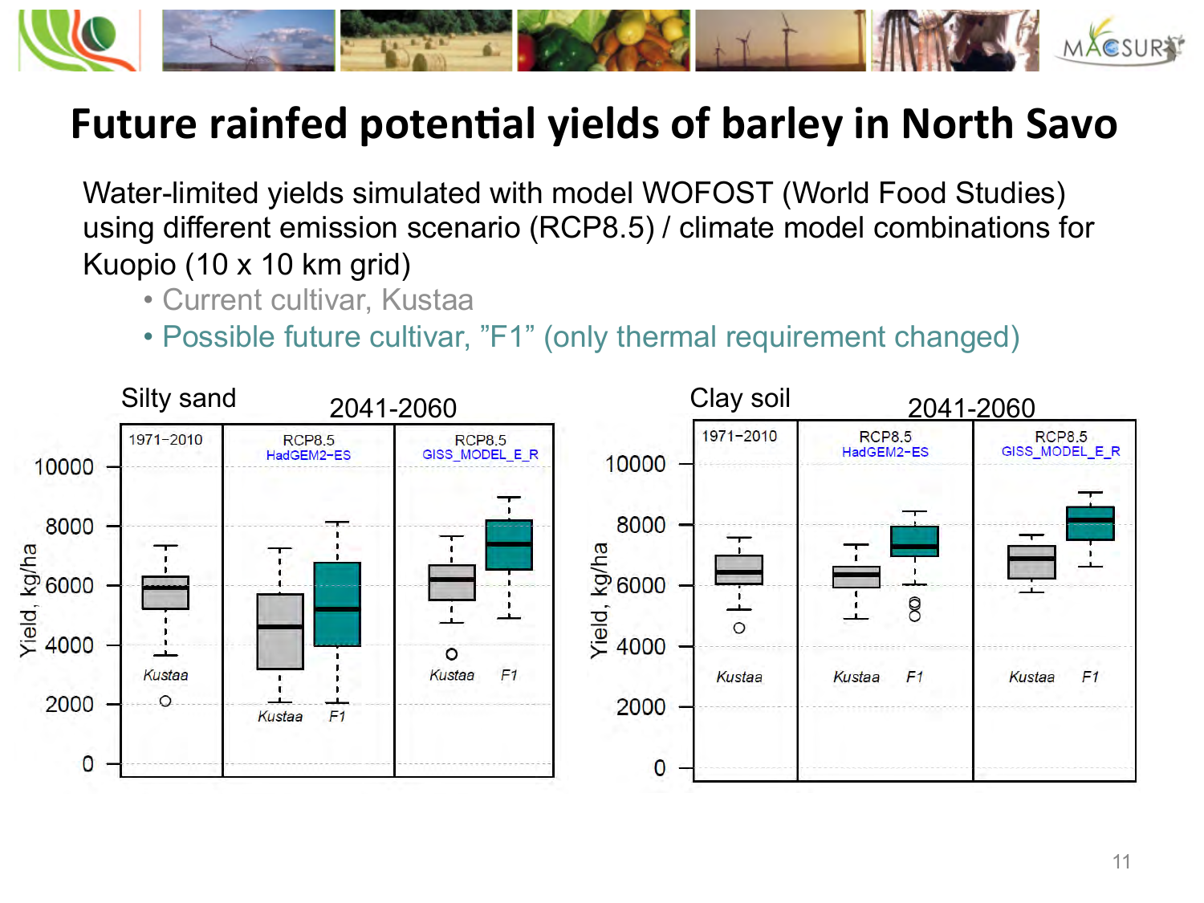# Future rainfed potential yields of barley in North Savo

Water-limited yields simulated with model WOFOST (World Food Studies) using different emission scenario (RCP8.5) / climate model combinations for Kuopio (10 x 10 km grid)

- Current cultivar, Kustaa
- Possible future cultivar, "F1" (only thermal requirement changed)

Silty sand — 2041-2060

Clay soil — 2041-2060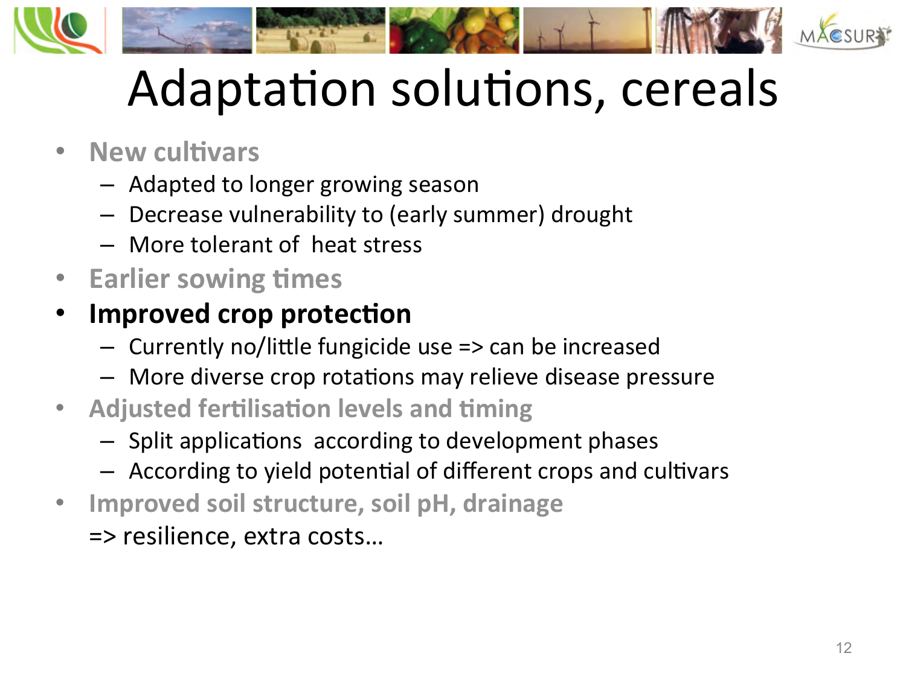# Adaptation solutions, cereals

- **New cultivars**
  - Adapted to longer growing season
  - Decrease vulnerability to (early summer) drought
  - More tolerant of heat stress
- **Earlier sowing times**
- **Improved crop protection**
  - Currently no/little fungicide use => can be increased
  - More diverse crop rotations may relieve disease pressure
- **Adjusted fertilisation levels and timing**
  - Split applications according to development phases
  - According to yield potential of different crops and cultivars
- **Improved soil structure, soil pH, drainage**

  => resilience, extra costs…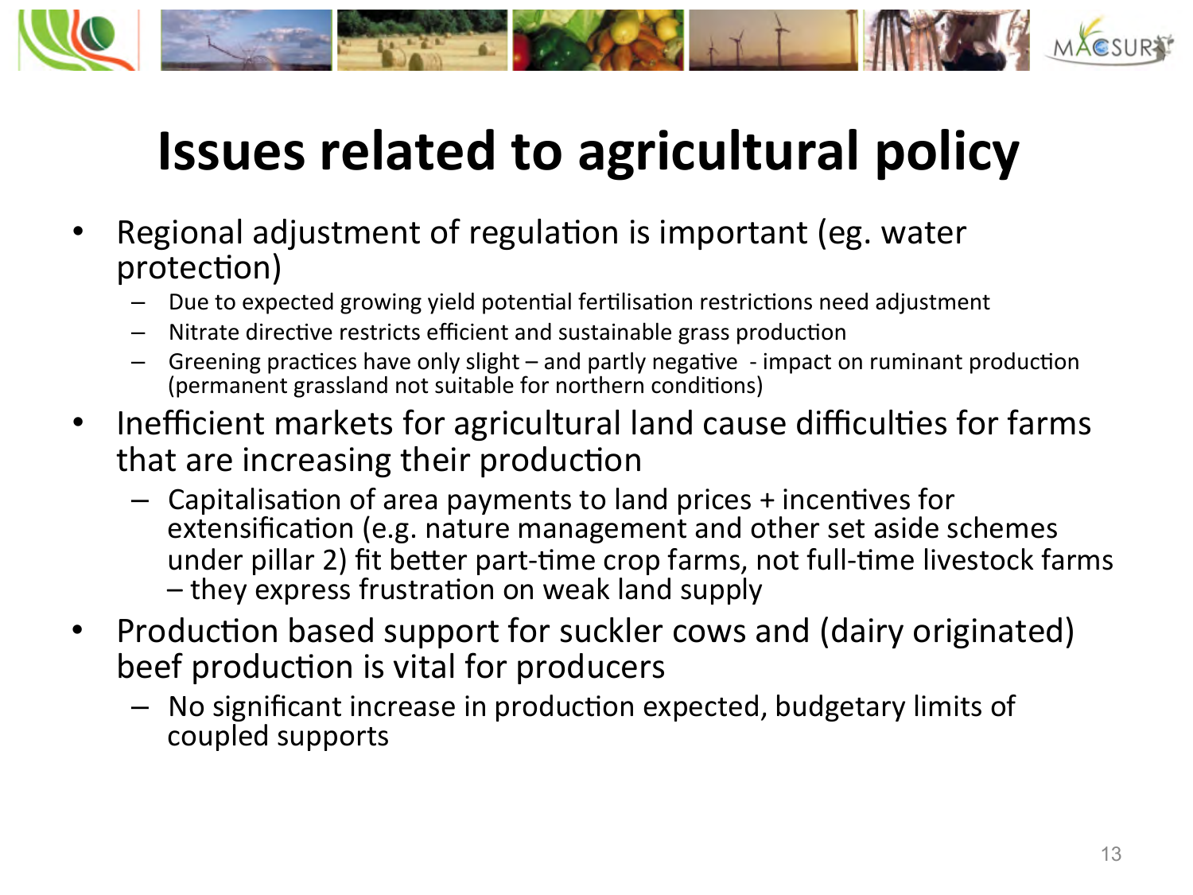# Issues related to agricultural policy

- Regional adjustment of regulation is important (eg. water protection)
  - Due to expected growing yield potential fertilisation restrictions need adjustment
  - Nitrate directive restricts efficient and sustainable grass production
  - Greening practices have only slight – and partly negative - impact on ruminant production (permanent grassland not suitable for northern conditions)
- Inefficient markets for agricultural land cause difficulties for farms that are increasing their production
  - Capitalisation of area payments to land prices + incentives for extensification (e.g. nature management and other set aside schemes under pillar 2) fit better part-time crop farms, not full-time livestock farms – they express frustration on weak land supply
- Production based support for suckler cows and (dairy originated) beef production is vital for producers
  - No significant increase in production expected, budgetary limits of coupled supports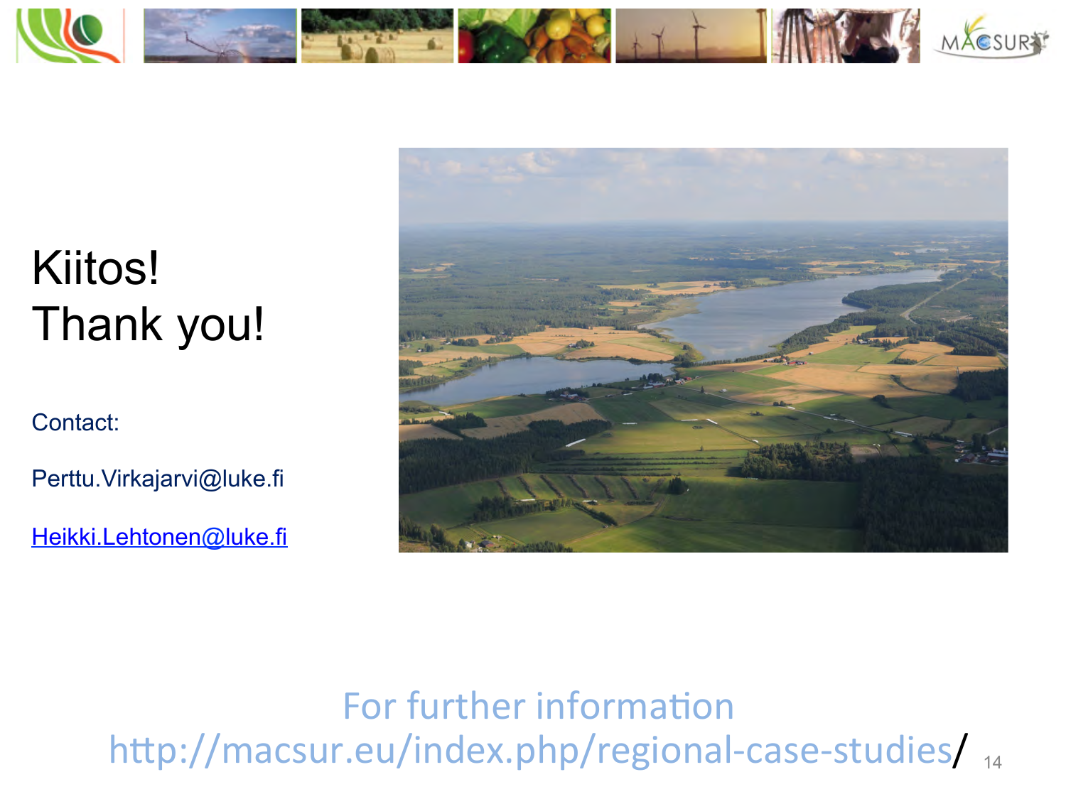Kiitos!
Thank you!

Contact:

Perttu.Virkajarvi@luke.fi

Heikki.Lehtonen@luke.fi

For further information http://macsur.eu/index.php/regional-case-studies/